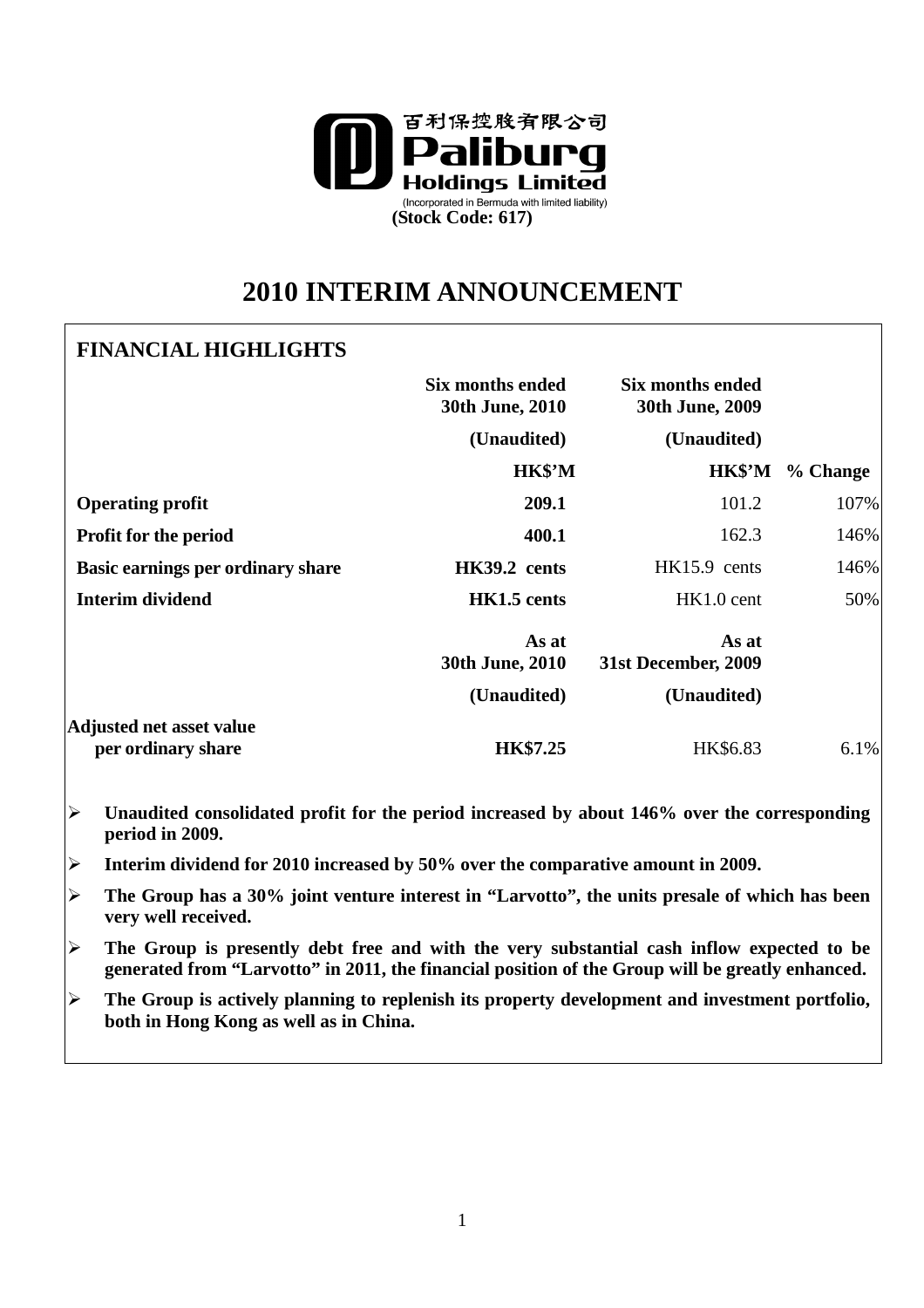百利保控股有限公司
**Paliburg Holdings Limited**
(Incorporated in Bermuda with limited liability)
**(Stock Code: 617)**

# 2010 INTERIM ANNOUNCEMENT

## FINANCIAL HIGHLIGHTS

| | Six months ended 30th June, 2010 | Six months ended 30th June, 2009 | |
|---|---|---|---|
| | (Unaudited) | (Unaudited) | |
| | HK$'M | HK$'M | % Change |
| **Operating profit** | **209.1** | 101.2 | 107% |
| **Profit for the period** | **400.1** | 162.3 | 146% |
| **Basic earnings per ordinary share** | **HK39.2 cents** | HK15.9 cents | 146% |
| **Interim dividend** | **HK1.5 cents** | HK1.0 cent | 50% |
| | **As at 30th June, 2010** | **As at 31st December, 2009** | |
| | (Unaudited) | (Unaudited) | |
| **Adjusted net asset value per ordinary share** | **HK$7.25** | HK$6.83 | 6.1% |

- **Unaudited consolidated profit for the period increased by about 146% over the corresponding period in 2009.**
- **Interim dividend for 2010 increased by 50% over the comparative amount in 2009.**
- **The Group has a 30% joint venture interest in "Larvotto", the units presale of which has been very well received.**
- **The Group is presently debt free and with the very substantial cash inflow expected to be generated from "Larvotto" in 2011, the financial position of the Group will be greatly enhanced.**
- **The Group is actively planning to replenish its property development and investment portfolio, both in Hong Kong as well as in China.**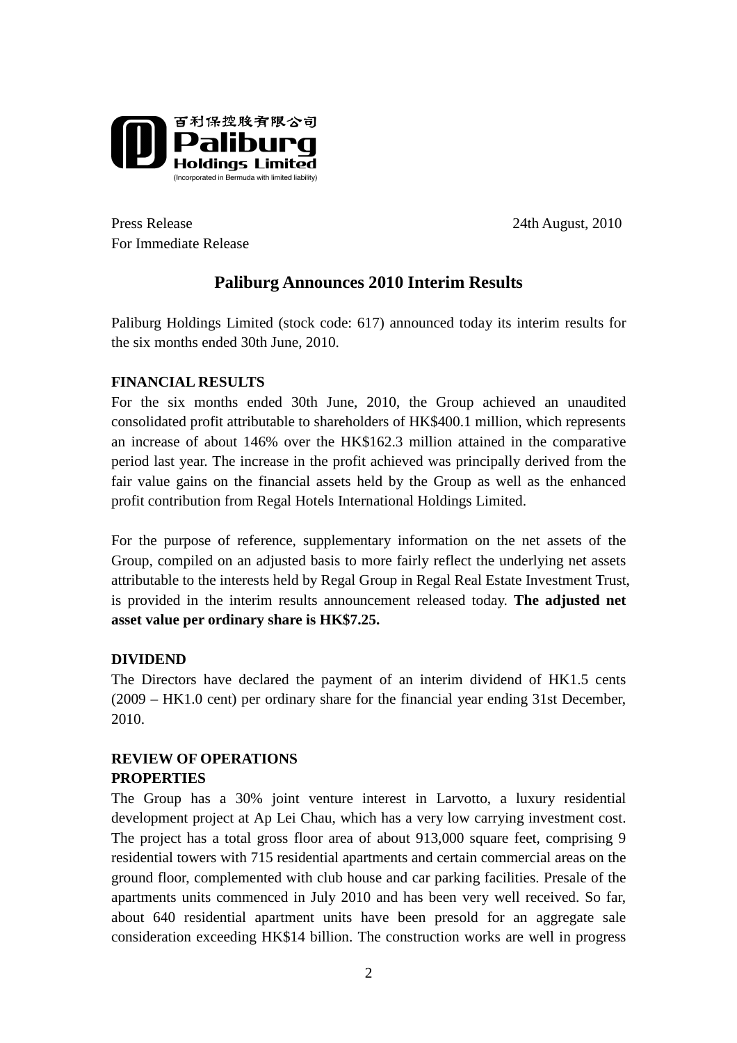百利保控股有限公司
**Paliburg Holdings Limited**
(Incorporated in Bermuda with limited liability)

Press Release
For Immediate Release

24th August, 2010

## Paliburg Announces 2010 Interim Results

Paliburg Holdings Limited (stock code: 617) announced today its interim results for the six months ended 30th June, 2010.

**FINANCIAL RESULTS**

For the six months ended 30th June, 2010, the Group achieved an unaudited consolidated profit attributable to shareholders of HK$400.1 million, which represents an increase of about 146% over the HK$162.3 million attained in the comparative period last year. The increase in the profit achieved was principally derived from the fair value gains on the financial assets held by the Group as well as the enhanced profit contribution from Regal Hotels International Holdings Limited.

For the purpose of reference, supplementary information on the net assets of the Group, compiled on an adjusted basis to more fairly reflect the underlying net assets attributable to the interests held by Regal Group in Regal Real Estate Investment Trust, is provided in the interim results announcement released today. **The adjusted net asset value per ordinary share is HK$7.25.**

**DIVIDEND**

The Directors have declared the payment of an interim dividend of HK1.5 cents (2009 – HK1.0 cent) per ordinary share for the financial year ending 31st December, 2010.

**REVIEW OF OPERATIONS**

**PROPERTIES**

The Group has a 30% joint venture interest in Larvotto, a luxury residential development project at Ap Lei Chau, which has a very low carrying investment cost. The project has a total gross floor area of about 913,000 square feet, comprising 9 residential towers with 715 residential apartments and certain commercial areas on the ground floor, complemented with club house and car parking facilities. Presale of the apartments units commenced in July 2010 and has been very well received. So far, about 640 residential apartment units have been presold for an aggregate sale consideration exceeding HK$14 billion. The construction works are well in progress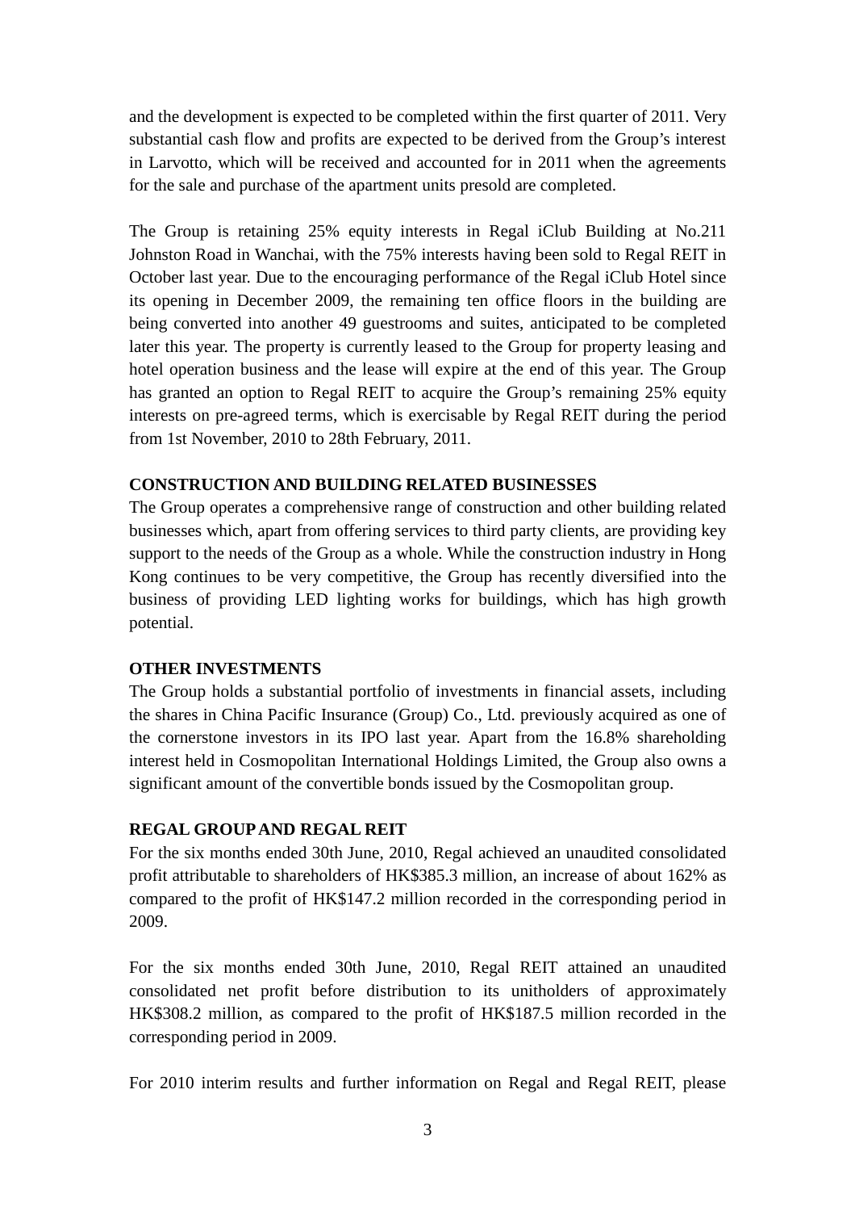and the development is expected to be completed within the first quarter of 2011. Very substantial cash flow and profits are expected to be derived from the Group's interest in Larvotto, which will be received and accounted for in 2011 when the agreements for the sale and purchase of the apartment units presold are completed.

The Group is retaining 25% equity interests in Regal iClub Building at No.211 Johnston Road in Wanchai, with the 75% interests having been sold to Regal REIT in October last year. Due to the encouraging performance of the Regal iClub Hotel since its opening in December 2009, the remaining ten office floors in the building are being converted into another 49 guestrooms and suites, anticipated to be completed later this year. The property is currently leased to the Group for property leasing and hotel operation business and the lease will expire at the end of this year. The Group has granted an option to Regal REIT to acquire the Group's remaining 25% equity interests on pre-agreed terms, which is exercisable by Regal REIT during the period from 1st November, 2010 to 28th February, 2011.

**CONSTRUCTION AND BUILDING RELATED BUSINESSES**

The Group operates a comprehensive range of construction and other building related businesses which, apart from offering services to third party clients, are providing key support to the needs of the Group as a whole. While the construction industry in Hong Kong continues to be very competitive, the Group has recently diversified into the business of providing LED lighting works for buildings, which has high growth potential.

**OTHER INVESTMENTS**

The Group holds a substantial portfolio of investments in financial assets, including the shares in China Pacific Insurance (Group) Co., Ltd. previously acquired as one of the cornerstone investors in its IPO last year. Apart from the 16.8% shareholding interest held in Cosmopolitan International Holdings Limited, the Group also owns a significant amount of the convertible bonds issued by the Cosmopolitan group.

**REGAL GROUP AND REGAL REIT**

For the six months ended 30th June, 2010, Regal achieved an unaudited consolidated profit attributable to shareholders of HK$385.3 million, an increase of about 162% as compared to the profit of HK$147.2 million recorded in the corresponding period in 2009.

For the six months ended 30th June, 2010, Regal REIT attained an unaudited consolidated net profit before distribution to its unitholders of approximately HK$308.2 million, as compared to the profit of HK$187.5 million recorded in the corresponding period in 2009.

For 2010 interim results and further information on Regal and Regal REIT, please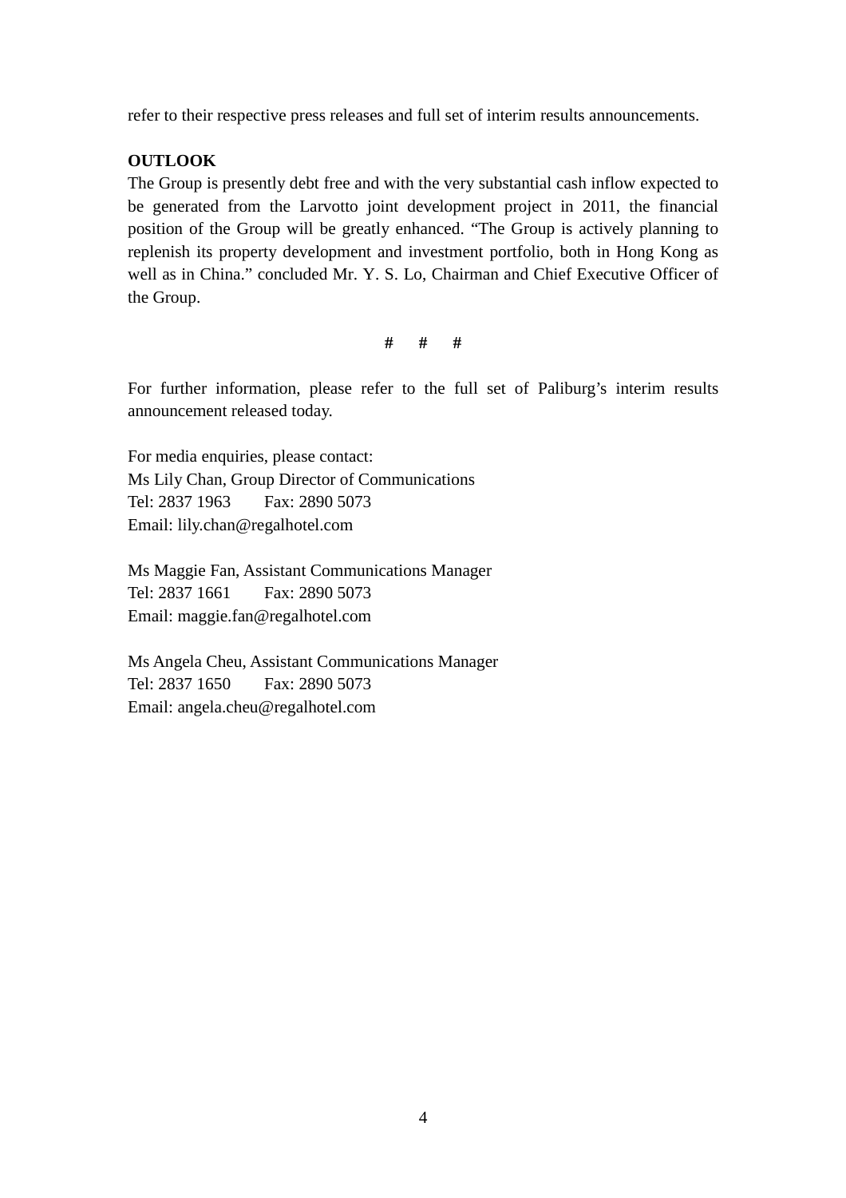refer to their respective press releases and full set of interim results announcements.

**OUTLOOK**

The Group is presently debt free and with the very substantial cash inflow expected to be generated from the Larvotto joint development project in 2011, the financial position of the Group will be greatly enhanced. "The Group is actively planning to replenish its property development and investment portfolio, both in Hong Kong as well as in China." concluded Mr. Y. S. Lo, Chairman and Chief Executive Officer of the Group.

\# # #

For further information, please refer to the full set of Paliburg's interim results announcement released today.

For media enquiries, please contact:
Ms Lily Chan, Group Director of Communications
Tel: 2837 1963 Fax: 2890 5073
Email: lily.chan@regalhotel.com

Ms Maggie Fan, Assistant Communications Manager
Tel: 2837 1661 Fax: 2890 5073
Email: maggie.fan@regalhotel.com

Ms Angela Cheu, Assistant Communications Manager
Tel: 2837 1650 Fax: 2890 5073
Email: angela.cheu@regalhotel.com